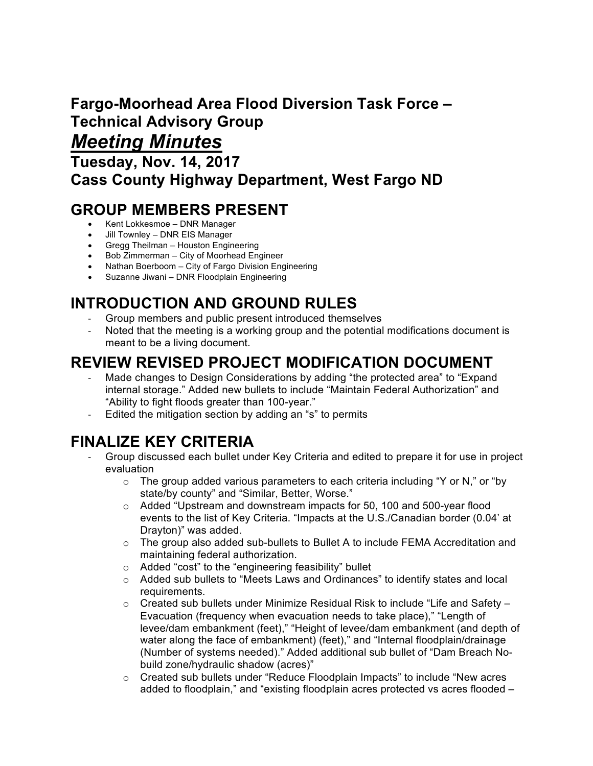# Fargo-Moorhead Area Flood Diversion Task Force – Technical Advisory Group

## ***Meeting Minutes***

## Tuesday, Nov. 14, 2017
## Cass County Highway Department, West Fargo ND

## GROUP MEMBERS PRESENT

- Kent Lokkesmoe – DNR Manager
- Jill Townley – DNR EIS Manager
- Gregg Theilman – Houston Engineering
- Bob Zimmerman – City of Moorhead Engineer
- Nathan Boerboom – City of Fargo Division Engineering
- Suzanne Jiwani – DNR Floodplain Engineering

## INTRODUCTION AND GROUND RULES

- Group members and public present introduced themselves
- Noted that the meeting is a working group and the potential modifications document is meant to be a living document.

## REVIEW REVISED PROJECT MODIFICATION DOCUMENT

- Made changes to Design Considerations by adding "the protected area" to "Expand internal storage." Added new bullets to include "Maintain Federal Authorization" and "Ability to fight floods greater than 100-year."
- Edited the mitigation section by adding an "s" to permits

## FINALIZE KEY CRITERIA

- Group discussed each bullet under Key Criteria and edited to prepare it for use in project evaluation
  - The group added various parameters to each criteria including "Y or N," or "by state/by county" and "Similar, Better, Worse."
  - Added "Upstream and downstream impacts for 50, 100 and 500-year flood events to the list of Key Criteria. "Impacts at the U.S./Canadian border (0.04' at Drayton)" was added.
  - The group also added sub-bullets to Bullet A to include FEMA Accreditation and maintaining federal authorization.
  - Added "cost" to the "engineering feasibility" bullet
  - Added sub bullets to "Meets Laws and Ordinances" to identify states and local requirements.
  - Created sub bullets under Minimize Residual Risk to include "Life and Safety – Evacuation (frequency when evacuation needs to take place)," "Length of levee/dam embankment (feet)," "Height of levee/dam embankment (and depth of water along the face of embankment) (feet)," and "Internal floodplain/drainage (Number of systems needed)." Added additional sub bullet of "Dam Breach No-build zone/hydraulic shadow (acres)"
  - Created sub bullets under "Reduce Floodplain Impacts" to include "New acres added to floodplain," and "existing floodplain acres protected vs acres flooded –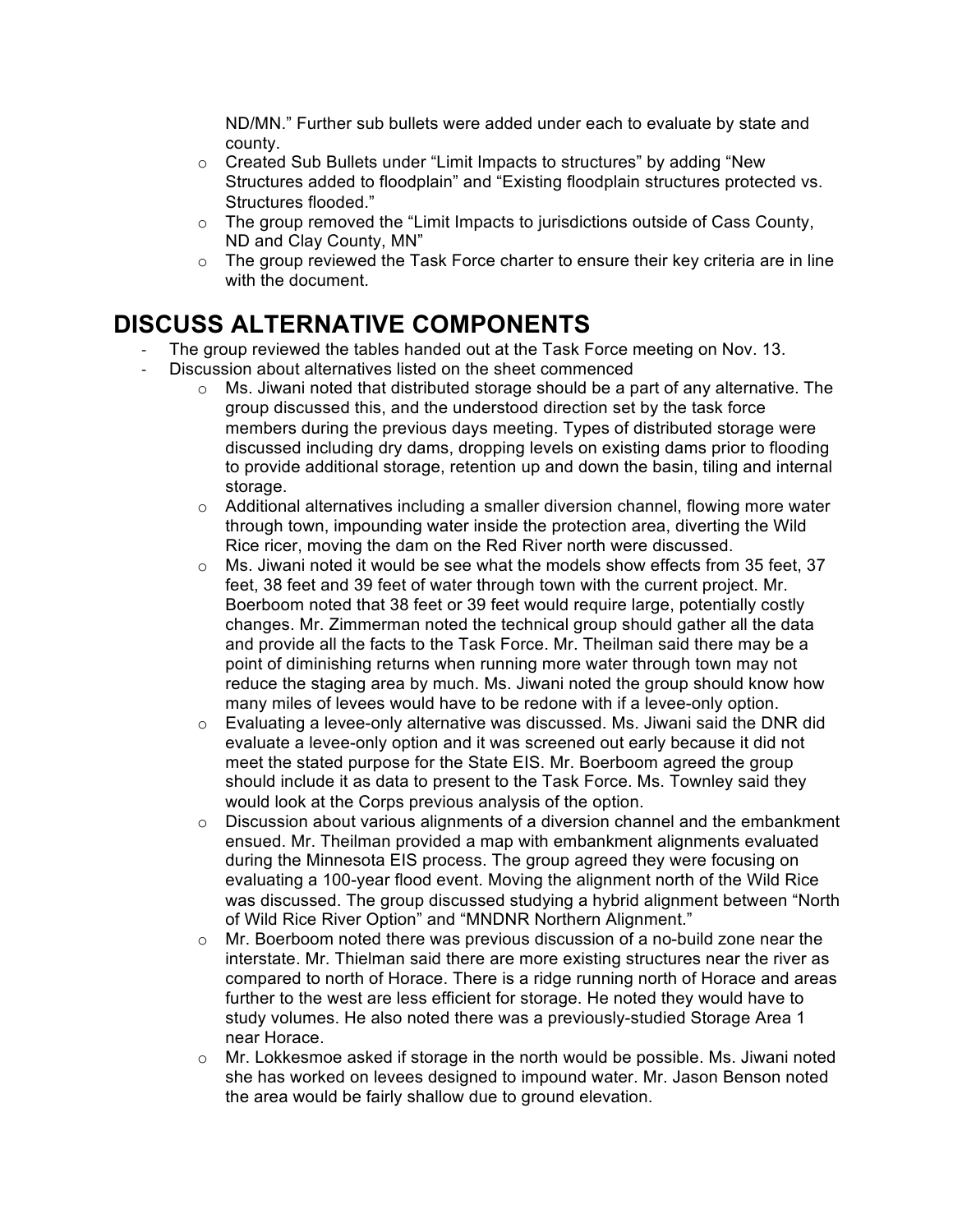ND/MN." Further sub bullets were added under each to evaluate by state and county.

- Created Sub Bullets under "Limit Impacts to structures" by adding "New Structures added to floodplain" and "Existing floodplain structures protected vs. Structures flooded."
- The group removed the "Limit Impacts to jurisdictions outside of Cass County, ND and Clay County, MN"
- The group reviewed the Task Force charter to ensure their key criteria are in line with the document.

## DISCUSS ALTERNATIVE COMPONENTS

- The group reviewed the tables handed out at the Task Force meeting on Nov. 13.
- Discussion about alternatives listed on the sheet commenced
  - Ms. Jiwani noted that distributed storage should be a part of any alternative. The group discussed this, and the understood direction set by the task force members during the previous days meeting. Types of distributed storage were discussed including dry dams, dropping levels on existing dams prior to flooding to provide additional storage, retention up and down the basin, tiling and internal storage.
  - Additional alternatives including a smaller diversion channel, flowing more water through town, impounding water inside the protection area, diverting the Wild Rice ricer, moving the dam on the Red River north were discussed.
  - Ms. Jiwani noted it would be see what the models show effects from 35 feet, 37 feet, 38 feet and 39 feet of water through town with the current project. Mr. Boerboom noted that 38 feet or 39 feet would require large, potentially costly changes. Mr. Zimmerman noted the technical group should gather all the data and provide all the facts to the Task Force. Mr. Theilman said there may be a point of diminishing returns when running more water through town may not reduce the staging area by much. Ms. Jiwani noted the group should know how many miles of levees would have to be redone with if a levee-only option.
  - Evaluating a levee-only alternative was discussed. Ms. Jiwani said the DNR did evaluate a levee-only option and it was screened out early because it did not meet the stated purpose for the State EIS. Mr. Boerboom agreed the group should include it as data to present to the Task Force. Ms. Townley said they would look at the Corps previous analysis of the option.
  - Discussion about various alignments of a diversion channel and the embankment ensued. Mr. Theilman provided a map with embankment alignments evaluated during the Minnesota EIS process. The group agreed they were focusing on evaluating a 100-year flood event. Moving the alignment north of the Wild Rice was discussed. The group discussed studying a hybrid alignment between "North of Wild Rice River Option" and "MNDNR Northern Alignment."
  - Mr. Boerboom noted there was previous discussion of a no-build zone near the interstate. Mr. Thielman said there are more existing structures near the river as compared to north of Horace. There is a ridge running north of Horace and areas further to the west are less efficient for storage. He noted they would have to study volumes. He also noted there was a previously-studied Storage Area 1 near Horace.
  - Mr. Lokkesmoe asked if storage in the north would be possible. Ms. Jiwani noted she has worked on levees designed to impound water. Mr. Jason Benson noted the area would be fairly shallow due to ground elevation.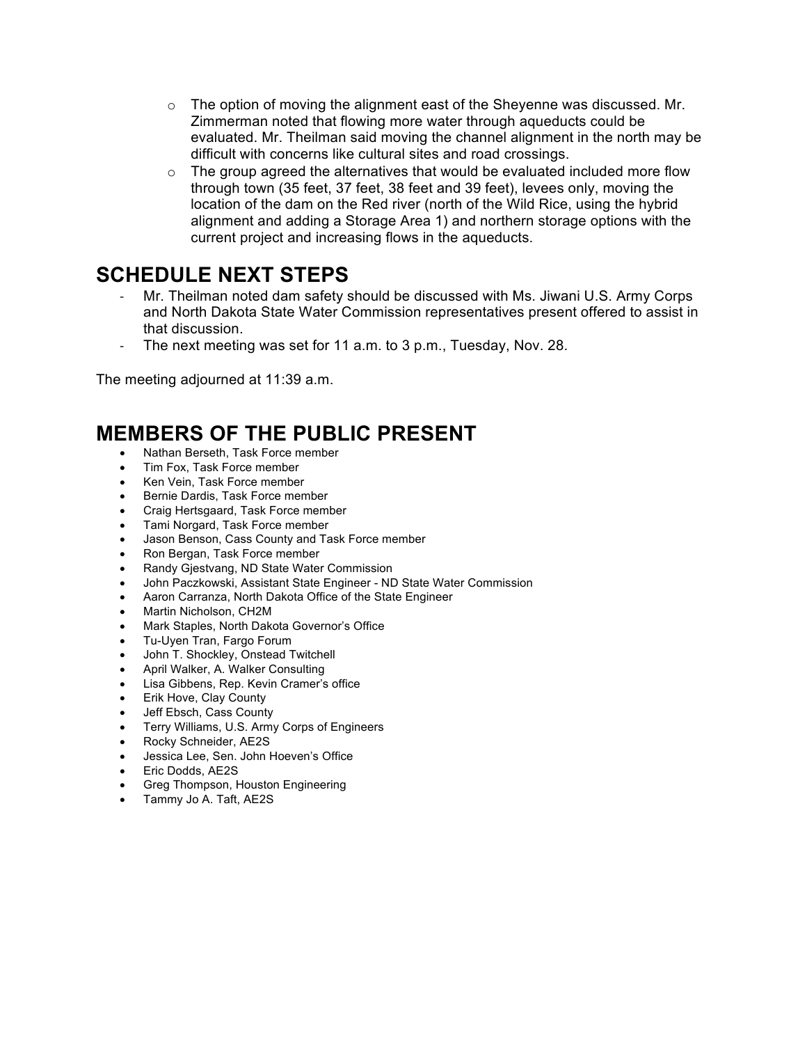- The option of moving the alignment east of the Sheyenne was discussed. Mr. Zimmerman noted that flowing more water through aqueducts could be evaluated. Mr. Theilman said moving the channel alignment in the north may be difficult with concerns like cultural sites and road crossings.
- The group agreed the alternatives that would be evaluated included more flow through town (35 feet, 37 feet, 38 feet and 39 feet), levees only, moving the location of the dam on the Red river (north of the Wild Rice, using the hybrid alignment and adding a Storage Area 1) and northern storage options with the current project and increasing flows in the aqueducts.

# SCHEDULE NEXT STEPS

- Mr. Theilman noted dam safety should be discussed with Ms. Jiwani U.S. Army Corps and North Dakota State Water Commission representatives present offered to assist in that discussion.
- The next meeting was set for 11 a.m. to 3 p.m., Tuesday, Nov. 28.

The meeting adjourned at 11:39 a.m.

# MEMBERS OF THE PUBLIC PRESENT

- Nathan Berseth, Task Force member
- Tim Fox, Task Force member
- Ken Vein, Task Force member
- Bernie Dardis, Task Force member
- Craig Hertsgaard, Task Force member
- Tami Norgard, Task Force member
- Jason Benson, Cass County and Task Force member
- Ron Bergan, Task Force member
- Randy Gjestvang, ND State Water Commission
- John Paczkowski, Assistant State Engineer - ND State Water Commission
- Aaron Carranza, North Dakota Office of the State Engineer
- Martin Nicholson, CH2M
- Mark Staples, North Dakota Governor's Office
- Tu-Uyen Tran, Fargo Forum
- John T. Shockley, Onstead Twitchell
- April Walker, A. Walker Consulting
- Lisa Gibbens, Rep. Kevin Cramer's office
- Erik Hove, Clay County
- Jeff Ebsch, Cass County
- Terry Williams, U.S. Army Corps of Engineers
- Rocky Schneider, AE2S
- Jessica Lee, Sen. John Hoeven's Office
- Eric Dodds, AE2S
- Greg Thompson, Houston Engineering
- Tammy Jo A. Taft, AE2S